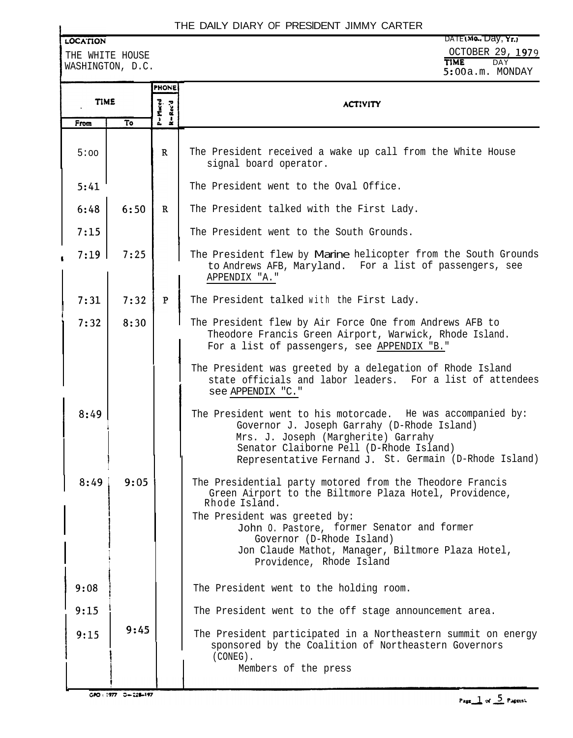# THE DAILY DIARY OF PRESIDENT JIMMY CARTER

**LOCATION**
THE WHITE HOUSE
WASHINGTON, D.C.

DATE (Mo., Day, Yr.)
OCTOBER 29, 1979

TIME DAY
5:00 a.m. MONDAY

| TIME From | TIME To | PHONE P=Placed R=Rec'd | ACTIVITY |
|---|---|---|---|
| 5:00 | | R | The President received a wake up call from the White House signal board operator. |
| 5:41 | | | The President went to the Oval Office. |
| 6:48 | 6:50 | R | The President talked with the First Lady. |
| 7:15 | | | The President went to the South Grounds. |
| 7:19 | 7:25 | | The President flew by Marine helicopter from the South Grounds to Andrews AFB, Maryland. For a list of passengers, see APPENDIX "A." |
| 7:31 | 7:32 | P | The President talked with the First Lady. |
| 7:32 | 8:30 | | The President flew by Air Force One from Andrews AFB to Theodore Francis Green Airport, Warwick, Rhode Island. For a list of passengers, see APPENDIX "B." |
| | | | The President was greeted by a delegation of Rhode Island state officials and labor leaders. For a list of attendees see APPENDIX "C." |
| 8:49 | | | The President went to his motorcade. He was accompanied by: Governor J. Joseph Garrahy (D-Rhode Island); Mrs. J. Joseph (Margherite) Garrahy; Senator Claiborne Pell (D-Rhode Island); Representative Fernand J. St. Germain (D-Rhode Island) |
| 8:49 | 9:05 | | The Presidential party motored from the Theodore Francis Green Airport to the Biltmore Plaza Hotel, Providence, Rhode Island. |
| | | | The President was greeted by: John O. Pastore, former Senator and former Governor (D-Rhode Island); Jon Claude Mathot, Manager, Biltmore Plaza Hotel, Providence, Rhode Island |
| 9:08 | | | The President went to the holding room. |
| 9:15 | | | The President went to the off stage announcement area. |
| 9:15 | 9:45 | | The President participated in a Northeastern summit on energy sponsored by the Coalition of Northeastern Governors (CONEG). |
| | | | Members of the press |

GPO : 1977 O-228-197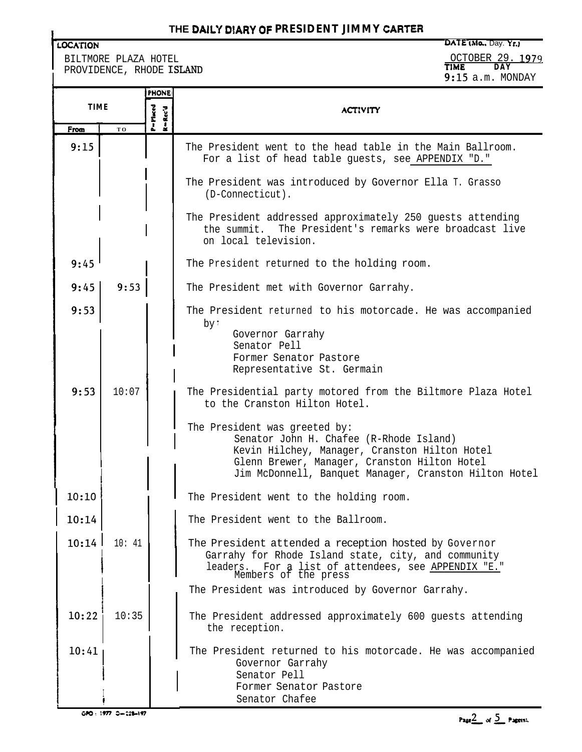# THE DAILY DIARY OF PRESIDENT JIMMY CARTER

**LOCATION**
BILTMORE PLAZA HOTEL
PROVIDENCE, RHODE ISLAND

**DATE (Mo., Day, Yr.)**
OCTOBER 29, 1979
**TIME** 9:15 a.m. **DAY** MONDAY

| TIME From | TIME To | PHONE P=Placed R=Rec'd | ACTIVITY |
|---|---|---|---|
| 9:15 | | | The President went to the head table in the Main Ballroom. For a list of head table guests, see APPENDIX "D." |
| | | | The President was introduced by Governor Ella T. Grasso (D-Connecticut). |
| | | | The President addressed approximately 250 guests attending the summit. The President's remarks were broadcast live on local television. |
| 9:45 | | | The President returned to the holding room. |
| 9:45 | 9:53 | | The President met with Governor Garrahy. |
| 9:53 | | | The President returned to his motorcade. He was accompanied by: Governor Garrahy; Senator Pell; Former Senator Pastore; Representative St. Germain |
| 9:53 | 10:07 | | The Presidential party motored from the Biltmore Plaza Hotel to the Cranston Hilton Hotel. |
| | | | The President was greeted by: Senator John H. Chafee (R-Rhode Island); Kevin Hilchey, Manager, Cranston Hilton Hotel; Glenn Brewer, Manager, Cranston Hilton Hotel; Jim McDonnell, Banquet Manager, Cranston Hilton Hotel |
| 10:10 | | | The President went to the holding room. |
| 10:14 | | | The President went to the Ballroom. |
| 10:14 | 10:41 | | The President attended a reception hosted by Governor Garrahy for Rhode Island state, city, and community leaders. For a list of attendees, see APPENDIX "E." Members of the press |
| | | | The President was introduced by Governor Garrahy. |
| 10:22 | 10:35 | | The President addressed approximately 600 guests attending the reception. |
| 10:41 | | | The President returned to his motorcade. He was accompanied: Governor Garrahy; Senator Pell; Former Senator Pastore; Senator Chafee |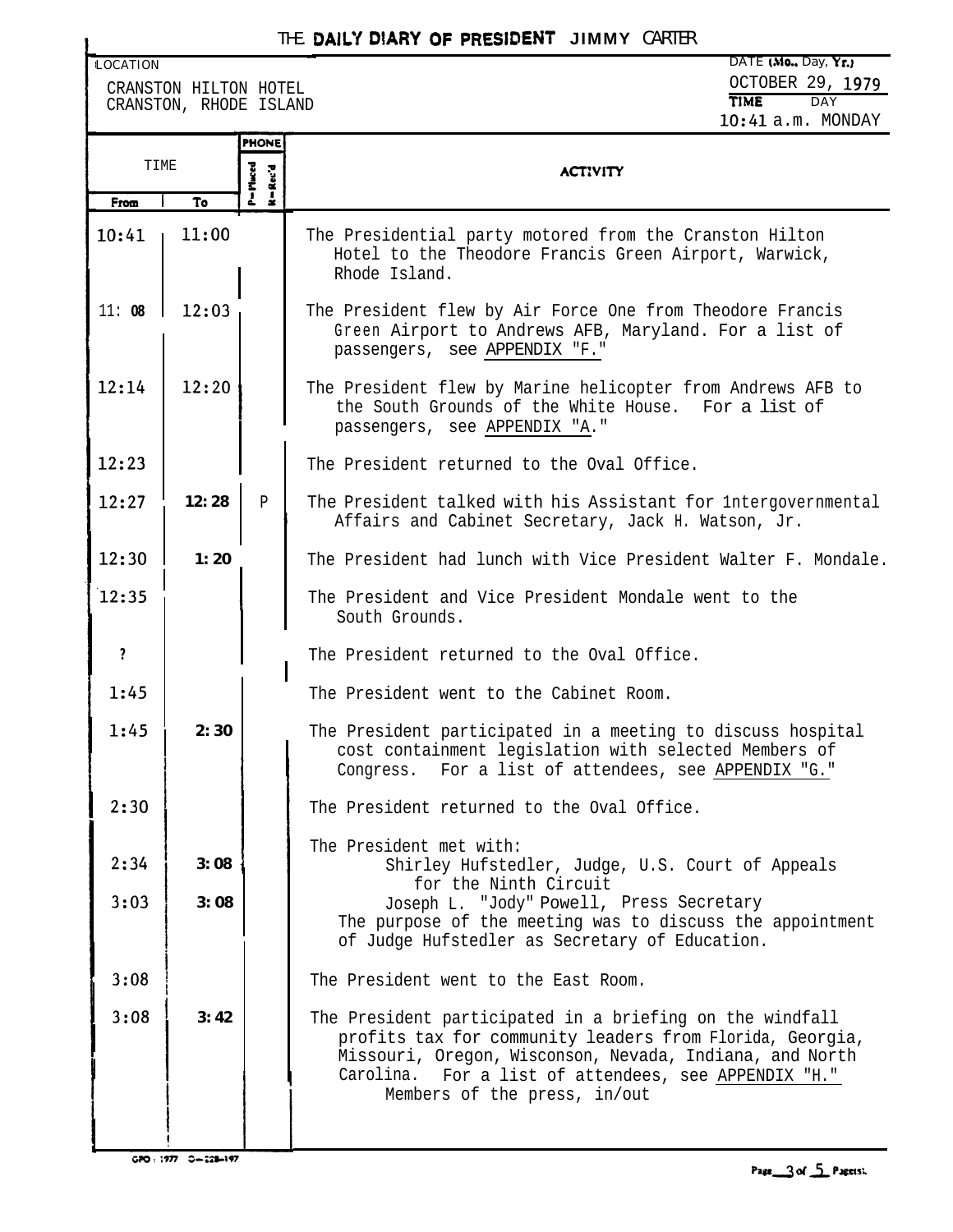# THE DAILY DIARY OF PRESIDENT JIMMY CARTER

LOCATION
CRANSTON HILTON HOTEL
CRANSTON, RHODE ISLAND

DATE (Mo., Day, Yr.)
OCTOBER 29, 1979
TIME DAY
10:41 a.m. MONDAY

| TIME From | TIME To | PHONE P=Placed R=Rec'd | ACTIVITY |
|---|---|---|---|
| 10:41 | 11:00 | | The Presidential party motored from the Cranston Hilton Hotel to the Theodore Francis Green Airport, Warwick, Rhode Island. |
| 11:08 | 12:03 | | The President flew by Air Force One from Theodore Francis Green Airport to Andrews AFB, Maryland. For a list of passengers, see APPENDIX "F." |
| 12:14 | 12:20 | | The President flew by Marine helicopter from Andrews AFB to the South Grounds of the White House. For a list of passengers, see APPENDIX "A." |
| 12:23 | | | The President returned to the Oval Office. |
| 12:27 | 12:28 | P | The President talked with his Assistant for Intergovernmental Affairs and Cabinet Secretary, Jack H. Watson, Jr. |
| 12:30 | 1:20 | | The President had lunch with Vice President Walter F. Mondale. |
| 12:35 | | | The President and Vice President Mondale went to the South Grounds. |
| ? | | | The President returned to the Oval Office. |
| 1:45 | | | The President went to the Cabinet Room. |
| 1:45 | 2:30 | | The President participated in a meeting to discuss hospital cost containment legislation with selected Members of Congress. For a list of attendees, see APPENDIX "G." |
| 2:30 | | | The President returned to the Oval Office. |
| | | | The President met with: |
| 2:34 | 3:08 | | Shirley Hufstedler, Judge, U.S. Court of Appeals for the Ninth Circuit |
| 3:03 | 3:08 | | Joseph L. "Jody" Powell, Press Secretary. The purpose of the meeting was to discuss the appointment of Judge Hufstedler as Secretary of Education. |
| 3:08 | | | The President went to the East Room. |
| 3:08 | 3:42 | | The President participated in a briefing on the windfall profits tax for community leaders from Florida, Georgia, Missouri, Oregon, Wisconson, Nevada, Indiana, and North Carolina. For a list of attendees, see APPENDIX "H." Members of the press, in/out |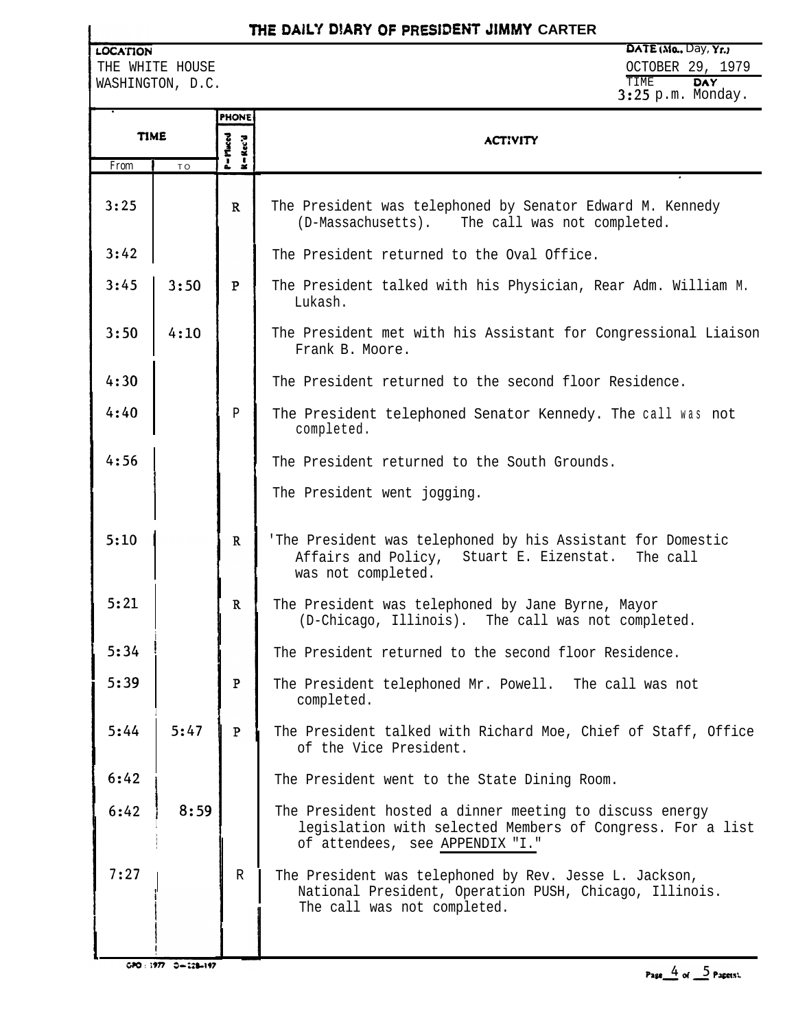# THE DAILY DIARY OF PRESIDENT JIMMY CARTER

LOCATION
THE WHITE HOUSE
WASHINGTON, D.C.

DATE (Mo., Day, Yr.)
OCTOBER 29, 1979
TIME DAY
3:25 p.m. Monday.

| TIME From | TIME To | PHONE P=Placed R=Rec'd | ACTIVITY |
|---|---|---|---|
| 3:25 | | R | The President was telephoned by Senator Edward M. Kennedy (D-Massachusetts). The call was not completed. |
| 3:42 | | | The President returned to the Oval Office. |
| 3:45 | 3:50 | P | The President talked with his Physician, Rear Adm. William M. Lukash. |
| 3:50 | 4:10 | | The President met with his Assistant for Congressional Liaison Frank B. Moore. |
| 4:30 | | | The President returned to the second floor Residence. |
| 4:40 | | P | The President telephoned Senator Kennedy. The call was not completed. |
| 4:56 | | | The President returned to the South Grounds. |
| | | | The President went jogging. |
| 5:10 | | R | 'The President was telephoned by his Assistant for Domestic Affairs and Policy, Stuart E. Eizenstat. The call was not completed. |
| 5:21 | | R | The President was telephoned by Jane Byrne, Mayor (D-Chicago, Illinois). The call was not completed. |
| 5:34 | | | The President returned to the second floor Residence. |
| 5:39 | | P | The President telephoned Mr. Powell. The call was not completed. |
| 5:44 | 5:47 | P | The President talked with Richard Moe, Chief of Staff, Office of the Vice President. |
| 6:42 | | | The President went to the State Dining Room. |
| 6:42 | 8:59 | | The President hosted a dinner meeting to discuss energy legislation with selected Members of Congress. For a list of attendees, see APPENDIX "I." |
| 7:27 | | R | The President was telephoned by Rev. Jesse L. Jackson, National President, Operation PUSH, Chicago, Illinois. The call was not completed. |

GPO : 1977 O—228-197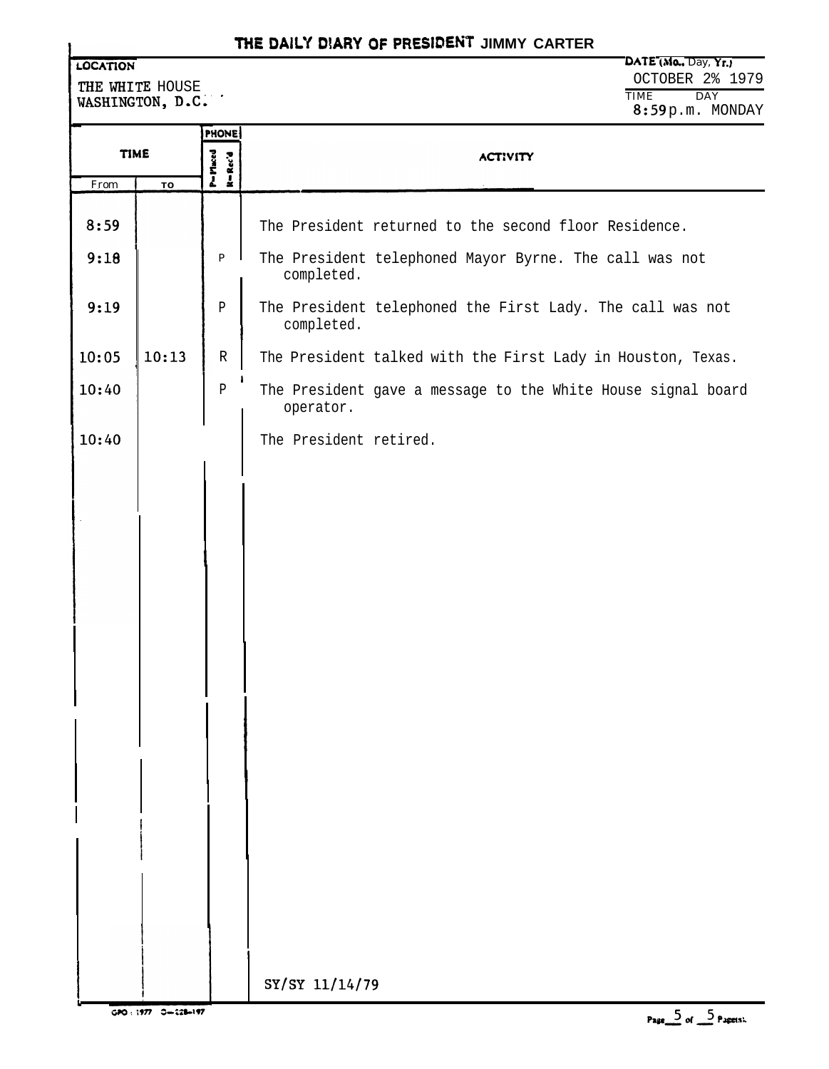# THE DAILY DIARY OF PRESIDENT JIMMY CARTER

**LOCATION**
THE WHITE HOUSE
WASHINGTON, D.C.

**DATE (Mo., Day, Yr.)**
OCTOBER 2% 1979

**TIME** 8:59 p.m. **DAY** MONDAY

| TIME From | TIME To | PHONE P=Placed R=Rec'd | ACTIVITY |
|---|---|---|---|
| 8:59 | | | The President returned to the second floor Residence. |
| 9:18 | | P | The President telephoned Mayor Byrne. The call was not completed. |
| 9:19 | | P | The President telephoned the First Lady. The call was not completed. |
| 10:05 | 10:13 | R | The President talked with the First Lady in Houston, Texas. |
| 10:40 | | P | The President gave a message to the White House signal board operator. |
| 10:40 | | | The President retired. |

SY/SY 11/14/79

GPO : 1977 O—228-197